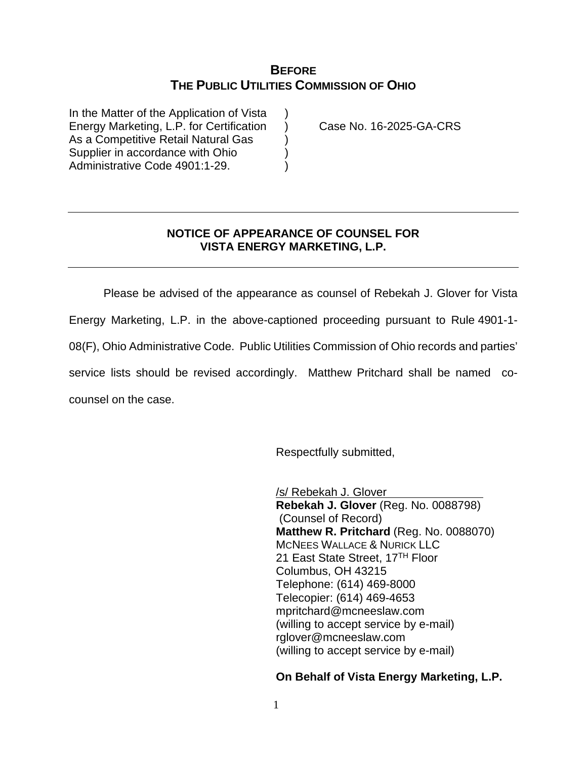# BEFORE
# THE PUBLIC UTILITIES COMMISSION OF OHIO

| | | |
|---|---|---|
| In the Matter of the Application of Vista Energy Marketing, L.P. for Certification As a Competitive Retail Natural Gas Supplier in accordance with Ohio Administrative Code 4901:1-29. | ) ) ) ) ) | Case No. 16-2025-GA-CRS |

---

## NOTICE OF APPEARANCE OF COUNSEL FOR VISTA ENERGY MARKETING, L.P.

---

Please be advised of the appearance as counsel of Rebekah J. Glover for Vista Energy Marketing, L.P. in the above-captioned proceeding pursuant to Rule 4901-1-08(F), Ohio Administrative Code. Public Utilities Commission of Ohio records and parties' service lists should be revised accordingly. Matthew Pritchard shall be named co-counsel on the case.

Respectfully submitted,

/s/ Rebekah J. Glover
**Rebekah J. Glover** (Reg. No. 0088798)
(Counsel of Record)
**Matthew R. Pritchard** (Reg. No. 0088070)
MCNEES WALLACE & NURICK LLC
21 East State Street, 17TH Floor
Columbus, OH 43215
Telephone: (614) 469-8000
Telecopier: (614) 469-4653
mpritchard@mcneeslaw.com
(willing to accept service by e-mail)
rglover@mcneeslaw.com
(willing to accept service by e-mail)

**On Behalf of Vista Energy Marketing, L.P.**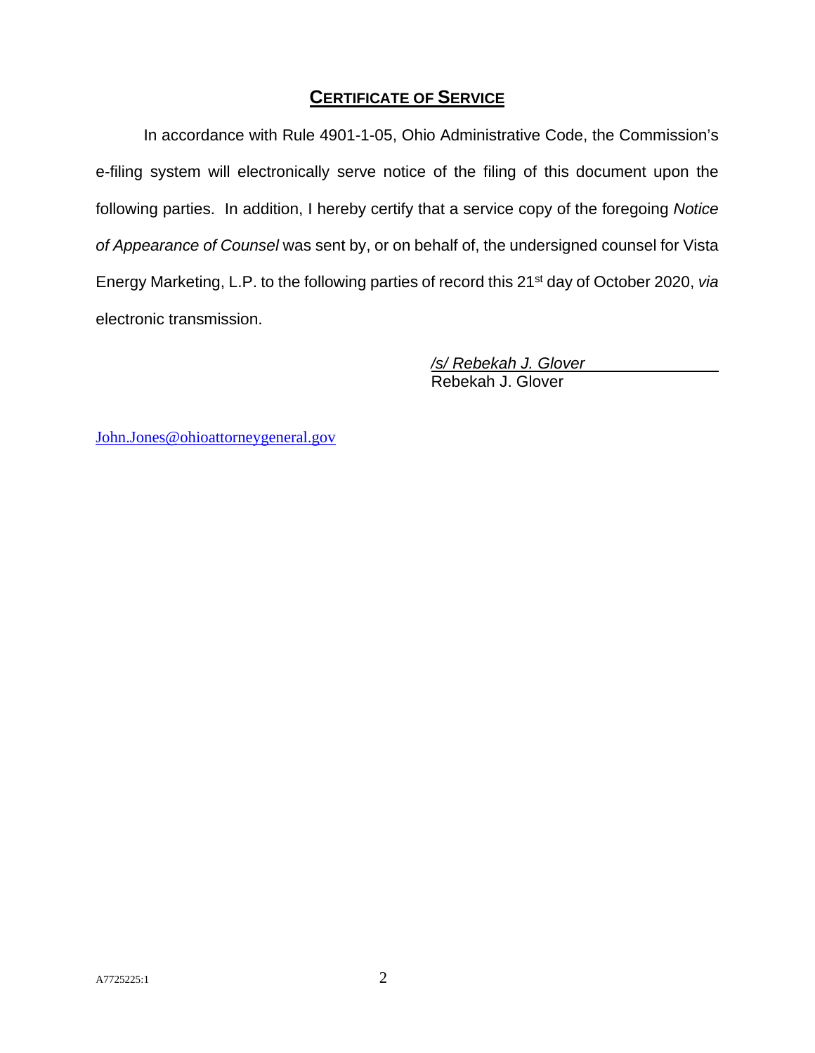## CERTIFICATE OF SERVICE

In accordance with Rule 4901-1-05, Ohio Administrative Code, the Commission's e-filing system will electronically serve notice of the filing of this document upon the following parties. In addition, I hereby certify that a service copy of the foregoing *Notice of Appearance of Counsel* was sent by, or on behalf of, the undersigned counsel for Vista Energy Marketing, L.P. to the following parties of record this 21st day of October 2020, *via* electronic transmission.

*/s/ Rebekah J. Glover*
Rebekah J. Glover

John.Jones@ohioattorneygeneral.gov

A7725225:1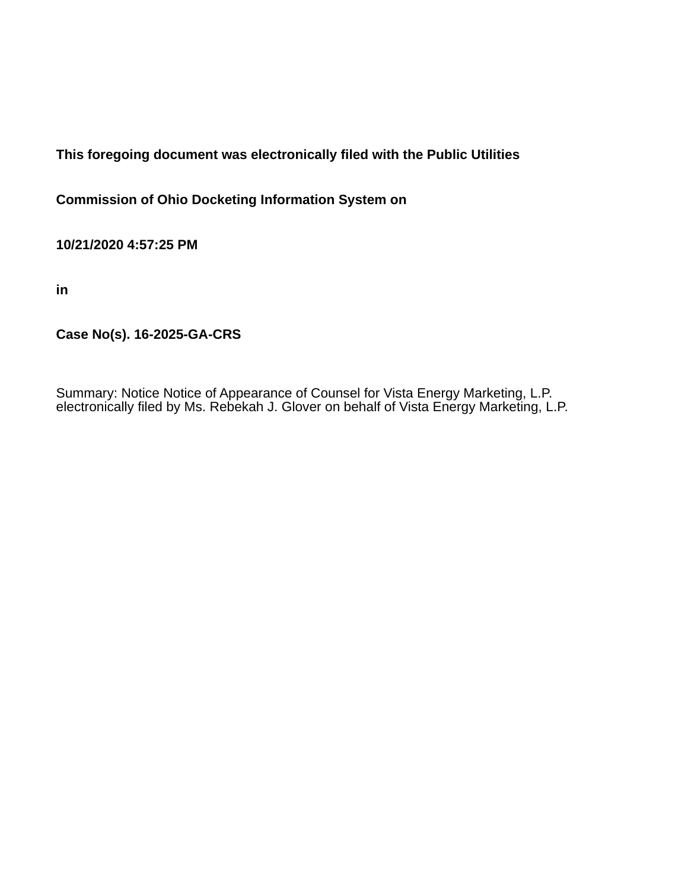**This foregoing document was electronically filed with the Public Utilities**

**Commission of Ohio Docketing Information System on**

**10/21/2020 4:57:25 PM**

**in**

**Case No(s). 16-2025-GA-CRS**

Summary: Notice Notice of Appearance of Counsel for Vista Energy Marketing, L.P. electronically filed by Ms. Rebekah J. Glover on behalf of Vista Energy Marketing, L.P.